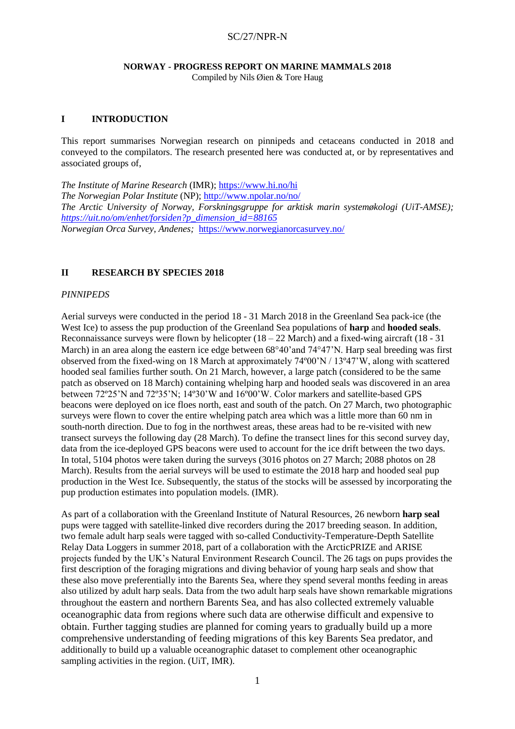SC/27/NPR-N

# NORWAY - PROGRESS REPORT ON MARINE MAMMALS 2018

Compiled by Nils Øien & Tore Haug

## I INTRODUCTION

This report summarises Norwegian research on pinnipeds and cetaceans conducted in 2018 and conveyed to the compilators. The research presented here was conducted at, or by representatives and associated groups of,

*The Institute of Marine Research* (IMR); https://www.hi.no/hi
*The Norwegian Polar Institute* (NP); http://www.npolar.no/no/
*The Arctic University of Norway, Forskningsgruppe for arktisk marin systemøkologi (UiT-AMSE); https://uit.no/om/enhet/forsiden?p_dimension_id=88165*
*Norwegian Orca Survey, Andenes;* https://www.norwegianorcasurvey.no/

## II RESEARCH BY SPECIES 2018

### *PINNIPEDS*

Aerial surveys were conducted in the period 18 - 31 March 2018 in the Greenland Sea pack-ice (the West Ice) to assess the pup production of the Greenland Sea populations of **harp** and **hooded seals**. Reconnaissance surveys were flown by helicopter (18 – 22 March) and a fixed-wing aircraft (18 - 31 March) in an area along the eastern ice edge between 68°40'and 74°47'N. Harp seal breeding was first observed from the fixed-wing on 18 March at approximately 74º00'N / 13º47'W, along with scattered hooded seal families further south. On 21 March, however, a large patch (considered to be the same patch as observed on 18 March) containing whelping harp and hooded seals was discovered in an area between 72º25'N and 72º35'N; 14º30'W and 16º00'W. Color markers and satellite-based GPS beacons were deployed on ice floes north, east and south of the patch. On 27 March, two photographic surveys were flown to cover the entire whelping patch area which was a little more than 60 nm in south-north direction. Due to fog in the northwest areas, these areas had to be re-visited with new transect surveys the following day (28 March). To define the transect lines for this second survey day, data from the ice-deployed GPS beacons were used to account for the ice drift between the two days. In total, 5104 photos were taken during the surveys (3016 photos on 27 March; 2088 photos on 28 March). Results from the aerial surveys will be used to estimate the 2018 harp and hooded seal pup production in the West Ice. Subsequently, the status of the stocks will be assessed by incorporating the pup production estimates into population models. (IMR).

As part of a collaboration with the Greenland Institute of Natural Resources, 26 newborn **harp seal** pups were tagged with satellite-linked dive recorders during the 2017 breeding season. In addition, two female adult harp seals were tagged with so-called Conductivity-Temperature-Depth Satellite Relay Data Loggers in summer 2018, part of a collaboration with the ArcticPRIZE and ARISE projects funded by the UK's Natural Environment Research Council. The 26 tags on pups provides the first description of the foraging migrations and diving behavior of young harp seals and show that these also move preferentially into the Barents Sea, where they spend several months feeding in areas also utilized by adult harp seals. Data from the two adult harp seals have shown remarkable migrations throughout the eastern and northern Barents Sea, and has also collected extremely valuable oceanographic data from regions where such data are otherwise difficult and expensive to obtain. Further tagging studies are planned for coming years to gradually build up a more comprehensive understanding of feeding migrations of this key Barents Sea predator, and additionally to build up a valuable oceanographic dataset to complement other oceanographic sampling activities in the region. (UiT, IMR).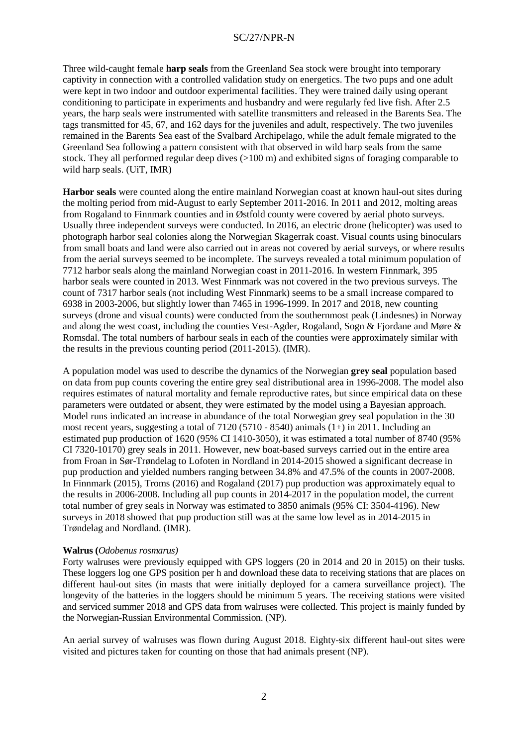Three wild-caught female **harp seals** from the Greenland Sea stock were brought into temporary captivity in connection with a controlled validation study on energetics. The two pups and one adult were kept in two indoor and outdoor experimental facilities. They were trained daily using operant conditioning to participate in experiments and husbandry and were regularly fed live fish. After 2.5 years, the harp seals were instrumented with satellite transmitters and released in the Barents Sea. The tags transmitted for 45, 67, and 162 days for the juveniles and adult, respectively. The two juveniles remained in the Barents Sea east of the Svalbard Archipelago, while the adult female migrated to the Greenland Sea following a pattern consistent with that observed in wild harp seals from the same stock. They all performed regular deep dives (>100 m) and exhibited signs of foraging comparable to wild harp seals. (UiT, IMR)

**Harbor seals** were counted along the entire mainland Norwegian coast at known haul-out sites during the molting period from mid-August to early September 2011-2016. In 2011 and 2012, molting areas from Rogaland to Finnmark counties and in Østfold county were covered by aerial photo surveys. Usually three independent surveys were conducted. In 2016, an electric drone (helicopter) was used to photograph harbor seal colonies along the Norwegian Skagerrak coast. Visual counts using binoculars from small boats and land were also carried out in areas not covered by aerial surveys, or where results from the aerial surveys seemed to be incomplete. The surveys revealed a total minimum population of 7712 harbor seals along the mainland Norwegian coast in 2011-2016. In western Finnmark, 395 harbor seals were counted in 2013. West Finnmark was not covered in the two previous surveys. The count of 7317 harbor seals (not including West Finnmark) seems to be a small increase compared to 6938 in 2003-2006, but slightly lower than 7465 in 1996-1999. In 2017 and 2018, new counting surveys (drone and visual counts) were conducted from the southernmost peak (Lindesnes) in Norway and along the west coast, including the counties Vest-Agder, Rogaland, Sogn & Fjordane and Møre & Romsdal. The total numbers of harbour seals in each of the counties were approximately similar with the results in the previous counting period (2011-2015). (IMR).

A population model was used to describe the dynamics of the Norwegian **grey seal** population based on data from pup counts covering the entire grey seal distributional area in 1996-2008. The model also requires estimates of natural mortality and female reproductive rates, but since empirical data on these parameters were outdated or absent, they were estimated by the model using a Bayesian approach. Model runs indicated an increase in abundance of the total Norwegian grey seal population in the 30 most recent years, suggesting a total of 7120 (5710 - 8540) animals (1+) in 2011. Including an estimated pup production of 1620 (95% CI 1410-3050), it was estimated a total number of 8740 (95% CI 7320-10170) grey seals in 2011. However, new boat-based surveys carried out in the entire area from Froan in Sør-Trøndelag to Lofoten in Nordland in 2014-2015 showed a significant decrease in pup production and yielded numbers ranging between 34.8% and 47.5% of the counts in 2007-2008. In Finnmark (2015), Troms (2016) and Rogaland (2017) pup production was approximately equal to the results in 2006-2008. Including all pup counts in 2014-2017 in the population model, the current total number of grey seals in Norway was estimated to 3850 animals (95% CI: 3504-4196). New surveys in 2018 showed that pup production still was at the same low level as in 2014-2015 in Trøndelag and Nordland. (IMR).

**Walrus (*Odobenus rosmarus*)**

Forty walruses were previously equipped with GPS loggers (20 in 2014 and 20 in 2015) on their tusks. These loggers log one GPS position per h and download these data to receiving stations that are places on different haul-out sites (in masts that were initially deployed for a camera surveillance project). The longevity of the batteries in the loggers should be minimum 5 years. The receiving stations were visited and serviced summer 2018 and GPS data from walruses were collected. This project is mainly funded by the Norwegian-Russian Environmental Commission. (NP).

An aerial survey of walruses was flown during August 2018. Eighty-six different haul-out sites were visited and pictures taken for counting on those that had animals present (NP).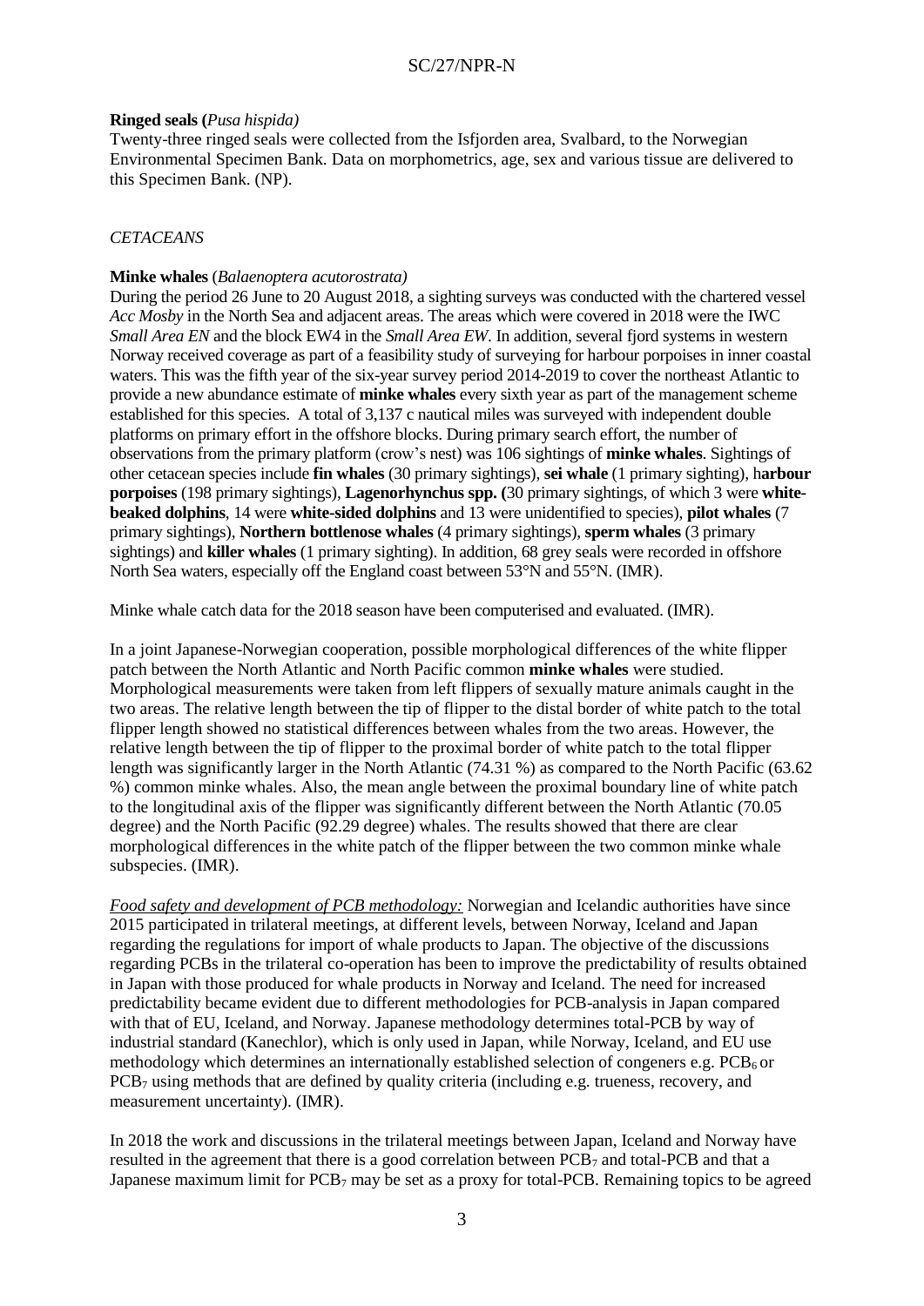**Ringed seals (*Pusa hispida)***

Twenty-three ringed seals were collected from the Isfjorden area, Svalbard, to the Norwegian Environmental Specimen Bank. Data on morphometrics, age, sex and various tissue are delivered to this Specimen Bank. (NP).

*CETACEANS*

**Minke whales** (*Balaenoptera acutorostrata)*

During the period 26 June to 20 August 2018, a sighting surveys was conducted with the chartered vessel *Acc Mosby* in the North Sea and adjacent areas. The areas which were covered in 2018 were the IWC *Small Area EN* and the block EW4 in the *Small Area EW*. In addition, several fjord systems in western Norway received coverage as part of a feasibility study of surveying for harbour porpoises in inner coastal waters. This was the fifth year of the six-year survey period 2014-2019 to cover the northeast Atlantic to provide a new abundance estimate of **minke whales** every sixth year as part of the management scheme established for this species. A total of 3,137 c nautical miles was surveyed with independent double platforms on primary effort in the offshore blocks. During primary search effort, the number of observations from the primary platform (crow's nest) was 106 sightings of **minke whales**. Sightings of other cetacean species include **fin whales** (30 primary sightings), **sei whale** (1 primary sighting), h**arbour porpoises** (198 primary sightings), **Lagenorhynchus spp. (**30 primary sightings, of which 3 were **white-beaked dolphins**, 14 were **white-sided dolphins** and 13 were unidentified to species), **pilot whales** (7 primary sightings), **Northern bottlenose whales** (4 primary sightings), **sperm whales** (3 primary sightings) and **killer whales** (1 primary sighting). In addition, 68 grey seals were recorded in offshore North Sea waters, especially off the England coast between 53°N and 55°N. (IMR).

Minke whale catch data for the 2018 season have been computerised and evaluated. (IMR).

In a joint Japanese-Norwegian cooperation, possible morphological differences of the white flipper patch between the North Atlantic and North Pacific common **minke whales** were studied. Morphological measurements were taken from left flippers of sexually mature animals caught in the two areas. The relative length between the tip of flipper to the distal border of white patch to the total flipper length showed no statistical differences between whales from the two areas. However, the relative length between the tip of flipper to the proximal border of white patch to the total flipper length was significantly larger in the North Atlantic (74.31 %) as compared to the North Pacific (63.62 %) common minke whales. Also, the mean angle between the proximal boundary line of white patch to the longitudinal axis of the flipper was significantly different between the North Atlantic (70.05 degree) and the North Pacific (92.29 degree) whales. The results showed that there are clear morphological differences in the white patch of the flipper between the two common minke whale subspecies. (IMR).

*Food safety and development of PCB methodology:* Norwegian and Icelandic authorities have since 2015 participated in trilateral meetings, at different levels, between Norway, Iceland and Japan regarding the regulations for import of whale products to Japan. The objective of the discussions regarding PCBs in the trilateral co-operation has been to improve the predictability of results obtained in Japan with those produced for whale products in Norway and Iceland. The need for increased predictability became evident due to different methodologies for PCB-analysis in Japan compared with that of EU, Iceland, and Norway. Japanese methodology determines total-PCB by way of industrial standard (Kanechlor), which is only used in Japan, while Norway, Iceland, and EU use methodology which determines an internationally established selection of congeners e.g. $PCB_6$ or $PCB_7$ using methods that are defined by quality criteria (including e.g. trueness, recovery, and measurement uncertainty). (IMR).

In 2018 the work and discussions in the trilateral meetings between Japan, Iceland and Norway have resulted in the agreement that there is a good correlation between $PCB_7$ and total-PCB and that a Japanese maximum limit for $PCB_7$ may be set as a proxy for total-PCB. Remaining topics to be agreed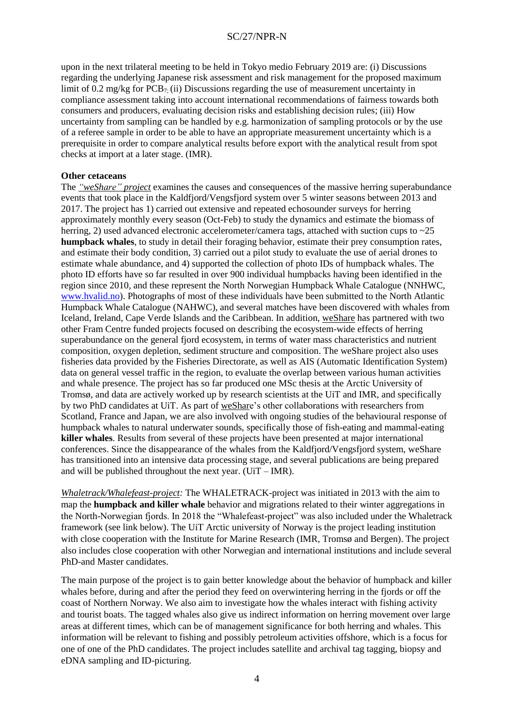upon in the next trilateral meeting to be held in Tokyo medio February 2019 are: (i) Discussions regarding the underlying Japanese risk assessment and risk management for the proposed maximum limit of 0.2 mg/kg for $PCB_7$; (ii) Discussions regarding the use of measurement uncertainty in compliance assessment taking into account international recommendations of fairness towards both consumers and producers, evaluating decision risks and establishing decision rules; (iii) How uncertainty from sampling can be handled by e.g. harmonization of sampling protocols or by the use of a referee sample in order to be able to have an appropriate measurement uncertainty which is a prerequisite in order to compare analytical results before export with the analytical result from spot checks at import at a later stage. (IMR).

**Other cetaceans**

The *"weShare" project* examines the causes and consequences of the massive herring superabundance events that took place in the Kaldfjord/Vengsfjord system over 5 winter seasons between 2013 and 2017. The project has 1) carried out extensive and repeated echosounder surveys for herring approximately monthly every season (Oct-Feb) to study the dynamics and estimate the biomass of herring, 2) used advanced electronic accelerometer/camera tags, attached with suction cups to ~25 **humpback whales**, to study in detail their foraging behavior, estimate their prey consumption rates, and estimate their body condition, 3) carried out a pilot study to evaluate the use of aerial drones to estimate whale abundance, and 4) supported the collection of photo IDs of humpback whales. The photo ID efforts have so far resulted in over 900 individual humpbacks having been identified in the region since 2010, and these represent the North Norwegian Humpback Whale Catalogue (NNHWC, www.hvalid.no). Photographs of most of these individuals have been submitted to the North Atlantic Humpback Whale Catalogue (NAHWC), and several matches have been discovered with whales from Iceland, Ireland, Cape Verde Islands and the Caribbean. In addition, weShare has partnered with two other Fram Centre funded projects focused on describing the ecosystem-wide effects of herring superabundance on the general fjord ecosystem, in terms of water mass characteristics and nutrient composition, oxygen depletion, sediment structure and composition. The weShare project also uses fisheries data provided by the Fisheries Directorate, as well as AIS (Automatic Identification System) data on general vessel traffic in the region, to evaluate the overlap between various human activities and whale presence. The project has so far produced one MSc thesis at the Arctic University of Tromsø, and data are actively worked up by research scientists at the UiT and IMR, and specifically by two PhD candidates at UiT. As part of weShare's other collaborations with researchers from Scotland, France and Japan, we are also involved with ongoing studies of the behavioural response of humpback whales to natural underwater sounds, specifically those of fish-eating and mammal-eating **killer whales**. Results from several of these projects have been presented at major international conferences. Since the disappearance of the whales from the Kaldfjord/Vengsfjord system, weShare has transitioned into an intensive data processing stage, and several publications are being prepared and will be published throughout the next year. (UiT – IMR).

*Whaletrack/Whalefeast-project:* The WHALETRACK-project was initiated in 2013 with the aim to map the **humpback and killer whale** behavior and migrations related to their winter aggregations in the North-Norwegian fjords. In 2018 the "Whalefeast-project" was also included under the Whaletrack framework (see link below). The UiT Arctic university of Norway is the project leading institution with close cooperation with the Institute for Marine Research (IMR, Tromsø and Bergen). The project also includes close cooperation with other Norwegian and international institutions and include several PhD-and Master candidates.

The main purpose of the project is to gain better knowledge about the behavior of humpback and killer whales before, during and after the period they feed on overwintering herring in the fjords or off the coast of Northern Norway. We also aim to investigate how the whales interact with fishing activity and tourist boats. The tagged whales also give us indirect information on herring movement over large areas at different times, which can be of management significance for both herring and whales. This information will be relevant to fishing and possibly petroleum activities offshore, which is a focus for one of one of the PhD candidates. The project includes satellite and archival tag tagging, biopsy and eDNA sampling and ID-picturing.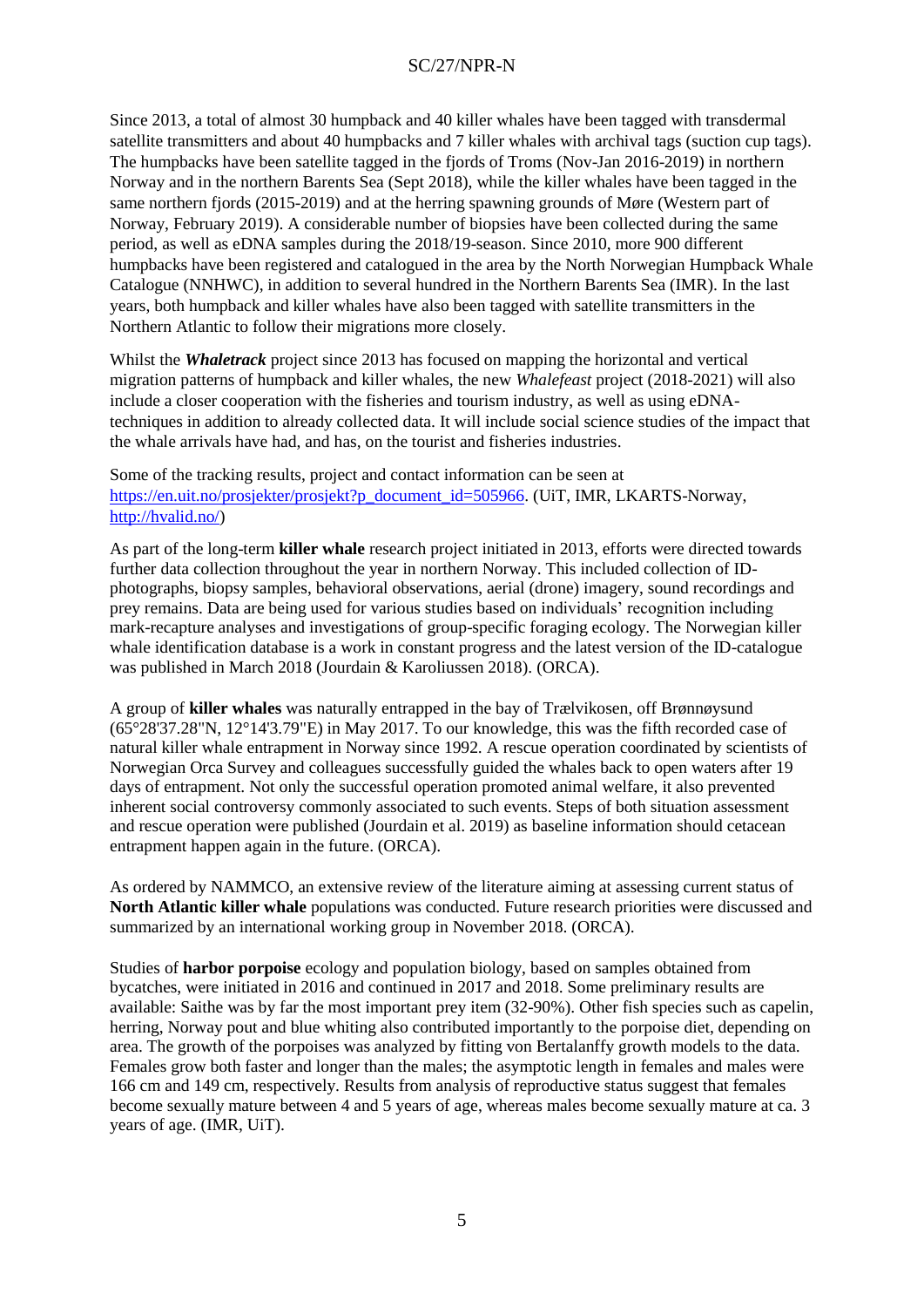Since 2013, a total of almost 30 humpback and 40 killer whales have been tagged with transdermal satellite transmitters and about 40 humpbacks and 7 killer whales with archival tags (suction cup tags). The humpbacks have been satellite tagged in the fjords of Troms (Nov-Jan 2016-2019) in northern Norway and in the northern Barents Sea (Sept 2018), while the killer whales have been tagged in the same northern fjords (2015-2019) and at the herring spawning grounds of Møre (Western part of Norway, February 2019). A considerable number of biopsies have been collected during the same period, as well as eDNA samples during the 2018/19-season. Since 2010, more 900 different humpbacks have been registered and catalogued in the area by the North Norwegian Humpback Whale Catalogue (NNHWC), in addition to several hundred in the Northern Barents Sea (IMR). In the last years, both humpback and killer whales have also been tagged with satellite transmitters in the Northern Atlantic to follow their migrations more closely.

Whilst the ***Whaletrack*** project since 2013 has focused on mapping the horizontal and vertical migration patterns of humpback and killer whales, the new *Whalefeast* project (2018-2021) will also include a closer cooperation with the fisheries and tourism industry, as well as using eDNA-techniques in addition to already collected data. It will include social science studies of the impact that the whale arrivals have had, and has, on the tourist and fisheries industries.

Some of the tracking results, project and contact information can be seen at https://en.uit.no/prosjekter/prosjekt?p_document_id=505966. (UiT, IMR, LKARTS-Norway, http://hvalid.no/)

As part of the long-term **killer whale** research project initiated in 2013, efforts were directed towards further data collection throughout the year in northern Norway. This included collection of ID-photographs, biopsy samples, behavioral observations, aerial (drone) imagery, sound recordings and prey remains. Data are being used for various studies based on individuals' recognition including mark-recapture analyses and investigations of group-specific foraging ecology. The Norwegian killer whale identification database is a work in constant progress and the latest version of the ID-catalogue was published in March 2018 (Jourdain & Karoliussen 2018). (ORCA).

A group of **killer whales** was naturally entrapped in the bay of Trælvikosen, off Brønnøysund (65°28'37.28"N, 12°14'3.79"E) in May 2017. To our knowledge, this was the fifth recorded case of natural killer whale entrapment in Norway since 1992. A rescue operation coordinated by scientists of Norwegian Orca Survey and colleagues successfully guided the whales back to open waters after 19 days of entrapment. Not only the successful operation promoted animal welfare, it also prevented inherent social controversy commonly associated to such events. Steps of both situation assessment and rescue operation were published (Jourdain et al. 2019) as baseline information should cetacean entrapment happen again in the future. (ORCA).

As ordered by NAMMCO, an extensive review of the literature aiming at assessing current status of **North Atlantic killer whale** populations was conducted. Future research priorities were discussed and summarized by an international working group in November 2018. (ORCA).

Studies of **harbor porpoise** ecology and population biology, based on samples obtained from bycatches, were initiated in 2016 and continued in 2017 and 2018. Some preliminary results are available: Saithe was by far the most important prey item (32-90%). Other fish species such as capelin, herring, Norway pout and blue whiting also contributed importantly to the porpoise diet, depending on area. The growth of the porpoises was analyzed by fitting von Bertalanffy growth models to the data. Females grow both faster and longer than the males; the asymptotic length in females and males were 166 cm and 149 cm, respectively. Results from analysis of reproductive status suggest that females become sexually mature between 4 and 5 years of age, whereas males become sexually mature at ca. 3 years of age. (IMR, UiT).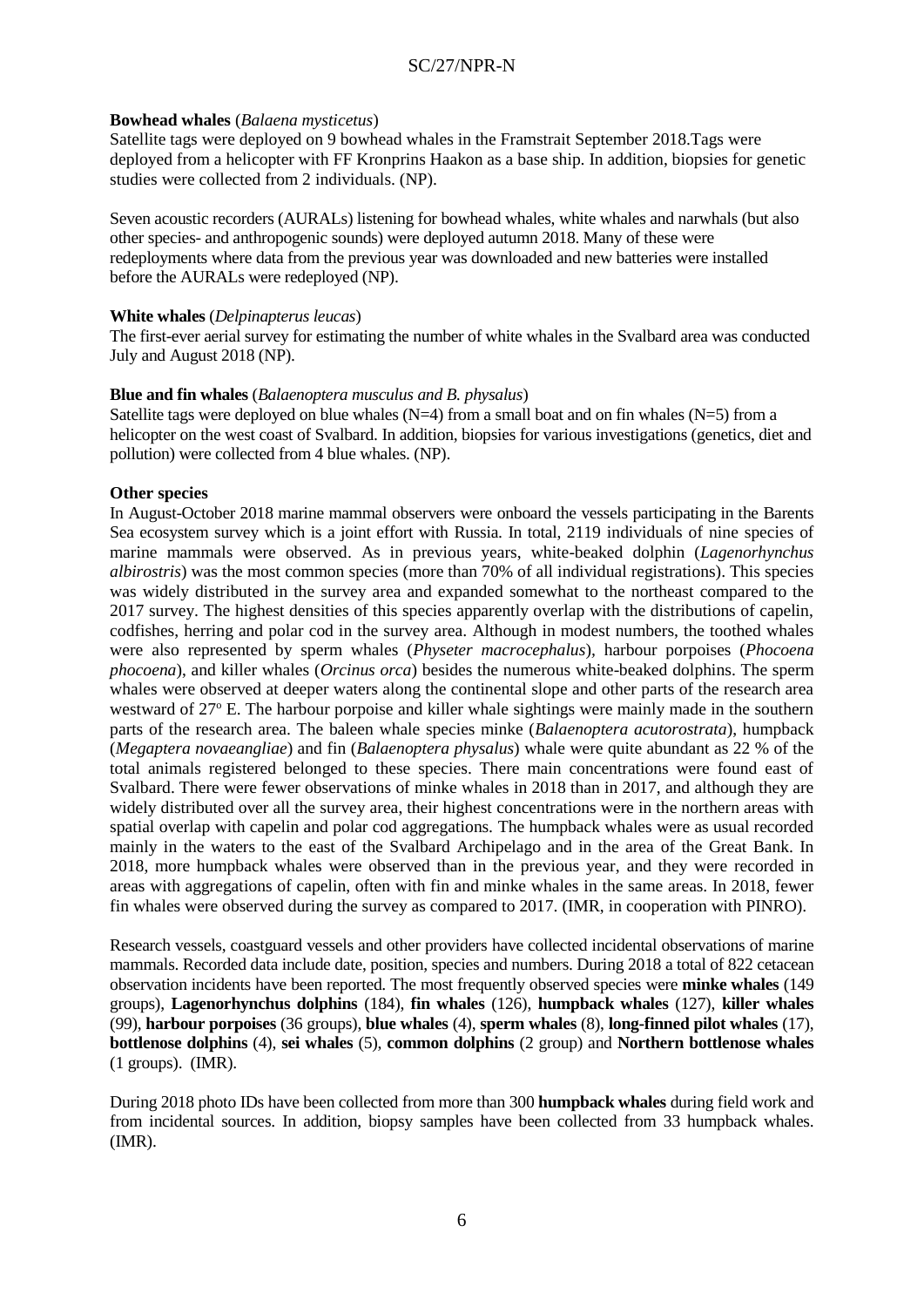**Bowhead whales** (*Balaena mysticetus*)

Satellite tags were deployed on 9 bowhead whales in the Framstrait September 2018.Tags were deployed from a helicopter with FF Kronprins Haakon as a base ship. In addition, biopsies for genetic studies were collected from 2 individuals. (NP).

Seven acoustic recorders (AURALs) listening for bowhead whales, white whales and narwhals (but also other species- and anthropogenic sounds) were deployed autumn 2018. Many of these were redeployments where data from the previous year was downloaded and new batteries were installed before the AURALs were redeployed (NP).

**White whales** (*Delpinapterus leucas*)

The first-ever aerial survey for estimating the number of white whales in the Svalbard area was conducted July and August 2018 (NP).

**Blue and fin whales** (*Balaenoptera musculus and B. physalus*)

Satellite tags were deployed on blue whales (N=4) from a small boat and on fin whales (N=5) from a helicopter on the west coast of Svalbard. In addition, biopsies for various investigations (genetics, diet and pollution) were collected from 4 blue whales. (NP).

**Other species**

In August-October 2018 marine mammal observers were onboard the vessels participating in the Barents Sea ecosystem survey which is a joint effort with Russia. In total, 2119 individuals of nine species of marine mammals were observed. As in previous years, white-beaked dolphin (*Lagenorhynchus albirostris*) was the most common species (more than 70% of all individual registrations). This species was widely distributed in the survey area and expanded somewhat to the northeast compared to the 2017 survey. The highest densities of this species apparently overlap with the distributions of capelin, codfishes, herring and polar cod in the survey area. Although in modest numbers, the toothed whales were also represented by sperm whales (*Physeter macrocephalus*), harbour porpoises (*Phocoena phocoena*), and killer whales (*Orcinus orca*) besides the numerous white-beaked dolphins. The sperm whales were observed at deeper waters along the continental slope and other parts of the research area westward of 27° E. The harbour porpoise and killer whale sightings were mainly made in the southern parts of the research area. The baleen whale species minke (*Balaenoptera acutorostrata*), humpback (*Megaptera novaeangliae*) and fin (*Balaenoptera physalus*) whale were quite abundant as 22 % of the total animals registered belonged to these species. There main concentrations were found east of Svalbard. There were fewer observations of minke whales in 2018 than in 2017, and although they are widely distributed over all the survey area, their highest concentrations were in the northern areas with spatial overlap with capelin and polar cod aggregations. The humpback whales were as usual recorded mainly in the waters to the east of the Svalbard Archipelago and in the area of the Great Bank. In 2018, more humpback whales were observed than in the previous year, and they were recorded in areas with aggregations of capelin, often with fin and minke whales in the same areas. In 2018, fewer fin whales were observed during the survey as compared to 2017. (IMR, in cooperation with PINRO).

Research vessels, coastguard vessels and other providers have collected incidental observations of marine mammals. Recorded data include date, position, species and numbers. During 2018 a total of 822 cetacean observation incidents have been reported. The most frequently observed species were **minke whales** (149 groups), **Lagenorhynchus dolphins** (184), **fin whales** (126), **humpback whales** (127), **killer whales** (99), **harbour porpoises** (36 groups), **blue whales** (4), **sperm whales** (8), **long-finned pilot whales** (17), **bottlenose dolphins** (4), **sei whales** (5), **common dolphins** (2 group) and **Northern bottlenose whales** (1 groups). (IMR).

During 2018 photo IDs have been collected from more than 300 **humpback whales** during field work and from incidental sources. In addition, biopsy samples have been collected from 33 humpback whales. (IMR).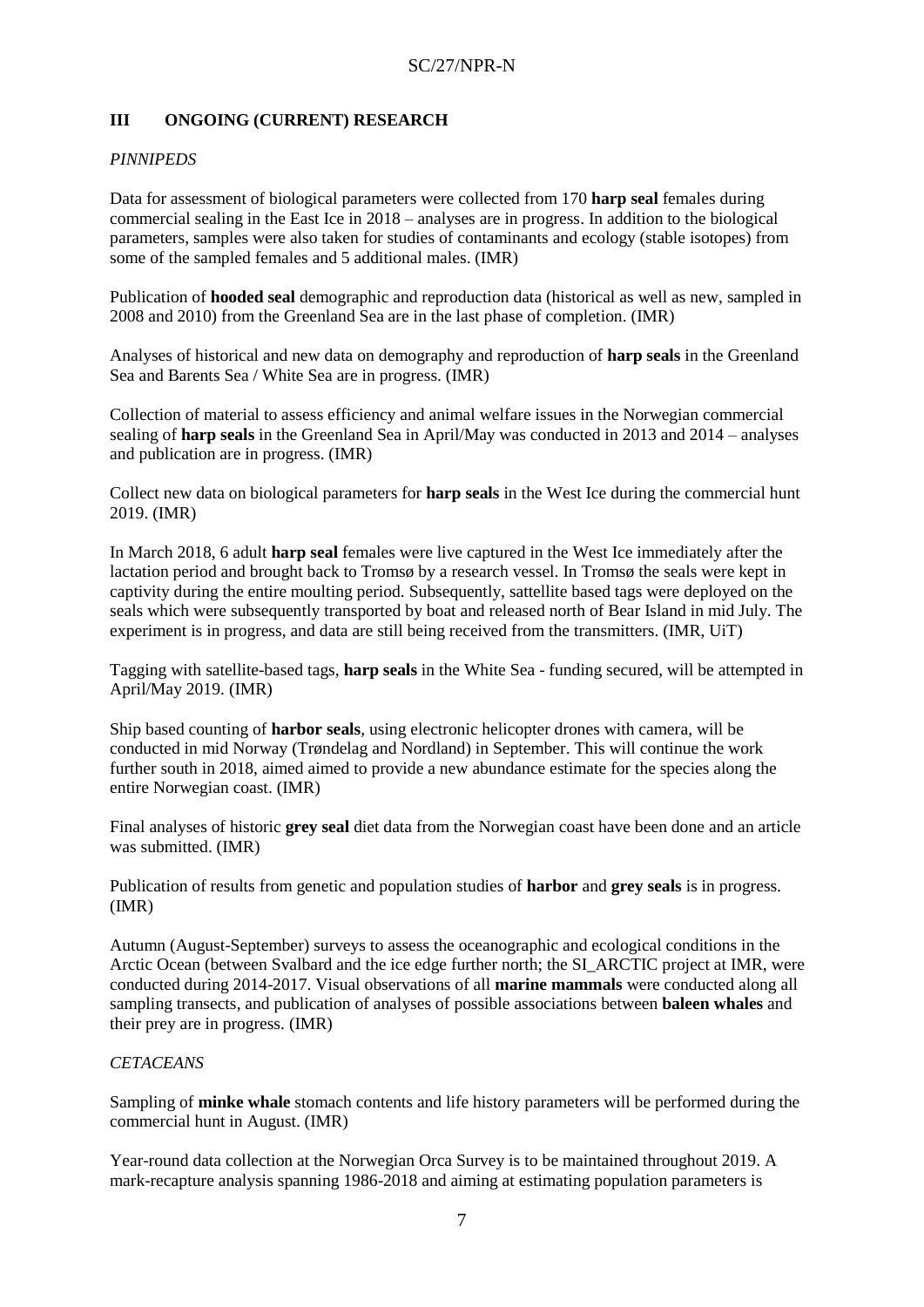## III ONGOING (CURRENT) RESEARCH

*PINNIPEDS*

Data for assessment of biological parameters were collected from 170 **harp seal** females during commercial sealing in the East Ice in 2018 – analyses are in progress. In addition to the biological parameters, samples were also taken for studies of contaminants and ecology (stable isotopes) from some of the sampled females and 5 additional males. (IMR)

Publication of **hooded seal** demographic and reproduction data (historical as well as new, sampled in 2008 and 2010) from the Greenland Sea are in the last phase of completion. (IMR)

Analyses of historical and new data on demography and reproduction of **harp seals** in the Greenland Sea and Barents Sea / White Sea are in progress. (IMR)

Collection of material to assess efficiency and animal welfare issues in the Norwegian commercial sealing of **harp seals** in the Greenland Sea in April/May was conducted in 2013 and 2014 – analyses and publication are in progress. (IMR)

Collect new data on biological parameters for **harp seals** in the West Ice during the commercial hunt 2019. (IMR)

In March 2018, 6 adult **harp seal** females were live captured in the West Ice immediately after the lactation period and brought back to Tromsø by a research vessel. In Tromsø the seals were kept in captivity during the entire moulting period. Subsequently, sattellite based tags were deployed on the seals which were subsequently transported by boat and released north of Bear Island in mid July. The experiment is in progress, and data are still being received from the transmitters. (IMR, UiT)

Tagging with satellite-based tags, **harp seals** in the White Sea - funding secured, will be attempted in April/May 2019. (IMR)

Ship based counting of **harbor seals**, using electronic helicopter drones with camera, will be conducted in mid Norway (Trøndelag and Nordland) in September. This will continue the work further south in 2018, aimed aimed to provide a new abundance estimate for the species along the entire Norwegian coast. (IMR)

Final analyses of historic **grey seal** diet data from the Norwegian coast have been done and an article was submitted. (IMR)

Publication of results from genetic and population studies of **harbor** and **grey seals** is in progress. (IMR)

Autumn (August-September) surveys to assess the oceanographic and ecological conditions in the Arctic Ocean (between Svalbard and the ice edge further north; the SI_ARCTIC project at IMR, were conducted during 2014-2017. Visual observations of all **marine mammals** were conducted along all sampling transects, and publication of analyses of possible associations between **baleen whales** and their prey are in progress. (IMR)

*CETACEANS*

Sampling of **minke whale** stomach contents and life history parameters will be performed during the commercial hunt in August. (IMR)

Year-round data collection at the Norwegian Orca Survey is to be maintained throughout 2019. A mark-recapture analysis spanning 1986-2018 and aiming at estimating population parameters is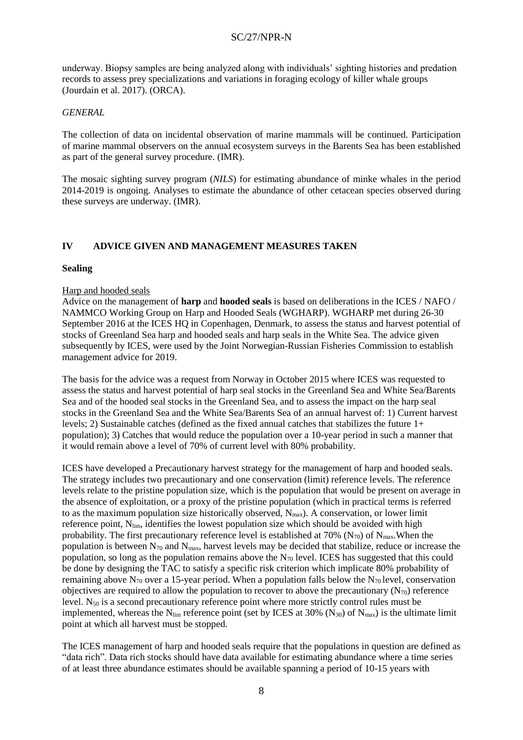underway. Biopsy samples are being analyzed along with individuals' sighting histories and predation records to assess prey specializations and variations in foraging ecology of killer whale groups (Jourdain et al. 2017). (ORCA).

*GENERAL*

The collection of data on incidental observation of marine mammals will be continued. Participation of marine mammal observers on the annual ecosystem surveys in the Barents Sea has been established as part of the general survey procedure. (IMR).

The mosaic sighting survey program (*NILS*) for estimating abundance of minke whales in the period 2014-2019 is ongoing. Analyses to estimate the abundance of other cetacean species observed during these surveys are underway. (IMR).

## IV ADVICE GIVEN AND MANAGEMENT MEASURES TAKEN

### Sealing

Harp and hooded seals

Advice on the management of **harp** and **hooded seals** is based on deliberations in the ICES / NAFO / NAMMCO Working Group on Harp and Hooded Seals (WGHARP). WGHARP met during 26-30 September 2016 at the ICES HQ in Copenhagen, Denmark, to assess the status and harvest potential of stocks of Greenland Sea harp and hooded seals and harp seals in the White Sea. The advice given subsequently by ICES, were used by the Joint Norwegian-Russian Fisheries Commission to establish management advice for 2019.

The basis for the advice was a request from Norway in October 2015 where ICES was requested to assess the status and harvest potential of harp seal stocks in the Greenland Sea and White Sea/Barents Sea and of the hooded seal stocks in the Greenland Sea, and to assess the impact on the harp seal stocks in the Greenland Sea and the White Sea/Barents Sea of an annual harvest of: 1) Current harvest levels; 2) Sustainable catches (defined as the fixed annual catches that stabilizes the future 1+ population); 3) Catches that would reduce the population over a 10-year period in such a manner that it would remain above a level of 70% of current level with 80% probability.

ICES have developed a Precautionary harvest strategy for the management of harp and hooded seals. The strategy includes two precautionary and one conservation (limit) reference levels. The reference levels relate to the pristine population size, which is the population that would be present on average in the absence of exploitation, or a proxy of the pristine population (which in practical terms is referred to as the maximum population size historically observed, $N_{max}$). A conservation, or lower limit reference point, $N_{lim}$, identifies the lowest population size which should be avoided with high probability. The first precautionary reference level is established at 70% ($N_{70}$) of $N_{max}$.When the population is between $N_{70}$ and $N_{max}$, harvest levels may be decided that stabilize, reduce or increase the population, so long as the population remains above the $N_{70}$ level. ICES has suggested that this could be done by designing the TAC to satisfy a specific risk criterion which implicate 80% probability of remaining above $N_{70}$ over a 15-year period. When a population falls below the $N_{70}$ level, conservation objectives are required to allow the population to recover to above the precautionary ($N_{70}$) reference level. $N_{50}$ is a second precautionary reference point where more strictly control rules must be implemented, whereas the $N_{lim}$ reference point (set by ICES at 30% ($N_{30}$) of $N_{max}$) is the ultimate limit point at which all harvest must be stopped.

The ICES management of harp and hooded seals require that the populations in question are defined as "data rich". Data rich stocks should have data available for estimating abundance where a time series of at least three abundance estimates should be available spanning a period of 10-15 years with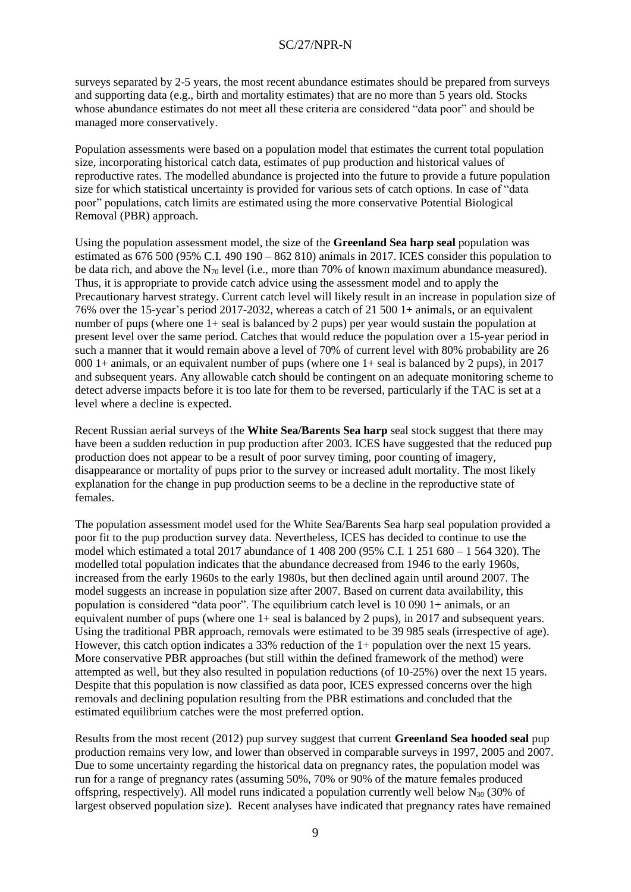surveys separated by 2-5 years, the most recent abundance estimates should be prepared from surveys and supporting data (e.g., birth and mortality estimates) that are no more than 5 years old. Stocks whose abundance estimates do not meet all these criteria are considered "data poor" and should be managed more conservatively.

Population assessments were based on a population model that estimates the current total population size, incorporating historical catch data, estimates of pup production and historical values of reproductive rates. The modelled abundance is projected into the future to provide a future population size for which statistical uncertainty is provided for various sets of catch options. In case of "data poor" populations, catch limits are estimated using the more conservative Potential Biological Removal (PBR) approach.

Using the population assessment model, the size of the **Greenland Sea harp seal** population was estimated as 676 500 (95% C.I. 490 190 – 862 810) animals in 2017. ICES consider this population to be data rich, and above the $N_{70}$ level (i.e., more than 70% of known maximum abundance measured). Thus, it is appropriate to provide catch advice using the assessment model and to apply the Precautionary harvest strategy. Current catch level will likely result in an increase in population size of 76% over the 15-year's period 2017-2032, whereas a catch of 21 500 1+ animals, or an equivalent number of pups (where one 1+ seal is balanced by 2 pups) per year would sustain the population at present level over the same period. Catches that would reduce the population over a 15-year period in such a manner that it would remain above a level of 70% of current level with 80% probability are 26 000 1+ animals, or an equivalent number of pups (where one 1+ seal is balanced by 2 pups), in 2017 and subsequent years. Any allowable catch should be contingent on an adequate monitoring scheme to detect adverse impacts before it is too late for them to be reversed, particularly if the TAC is set at a level where a decline is expected.

Recent Russian aerial surveys of the **White Sea/Barents Sea harp** seal stock suggest that there may have been a sudden reduction in pup production after 2003. ICES have suggested that the reduced pup production does not appear to be a result of poor survey timing, poor counting of imagery, disappearance or mortality of pups prior to the survey or increased adult mortality. The most likely explanation for the change in pup production seems to be a decline in the reproductive state of females.

The population assessment model used for the White Sea/Barents Sea harp seal population provided a poor fit to the pup production survey data. Nevertheless, ICES has decided to continue to use the model which estimated a total 2017 abundance of 1 408 200 (95% C.I. 1 251 680 – 1 564 320). The modelled total population indicates that the abundance decreased from 1946 to the early 1960s, increased from the early 1960s to the early 1980s, but then declined again until around 2007. The model suggests an increase in population size after 2007. Based on current data availability, this population is considered "data poor". The equilibrium catch level is 10 090 1+ animals, or an equivalent number of pups (where one 1+ seal is balanced by 2 pups), in 2017 and subsequent years. Using the traditional PBR approach, removals were estimated to be 39 985 seals (irrespective of age). However, this catch option indicates a 33% reduction of the 1+ population over the next 15 years. More conservative PBR approaches (but still within the defined framework of the method) were attempted as well, but they also resulted in population reductions (of 10-25%) over the next 15 years. Despite that this population is now classified as data poor, ICES expressed concerns over the high removals and declining population resulting from the PBR estimations and concluded that the estimated equilibrium catches were the most preferred option.

Results from the most recent (2012) pup survey suggest that current **Greenland Sea hooded seal** pup production remains very low, and lower than observed in comparable surveys in 1997, 2005 and 2007. Due to some uncertainty regarding the historical data on pregnancy rates, the population model was run for a range of pregnancy rates (assuming 50%, 70% or 90% of the mature females produced offspring, respectively). All model runs indicated a population currently well below $N_{30}$ (30% of largest observed population size). Recent analyses have indicated that pregnancy rates have remained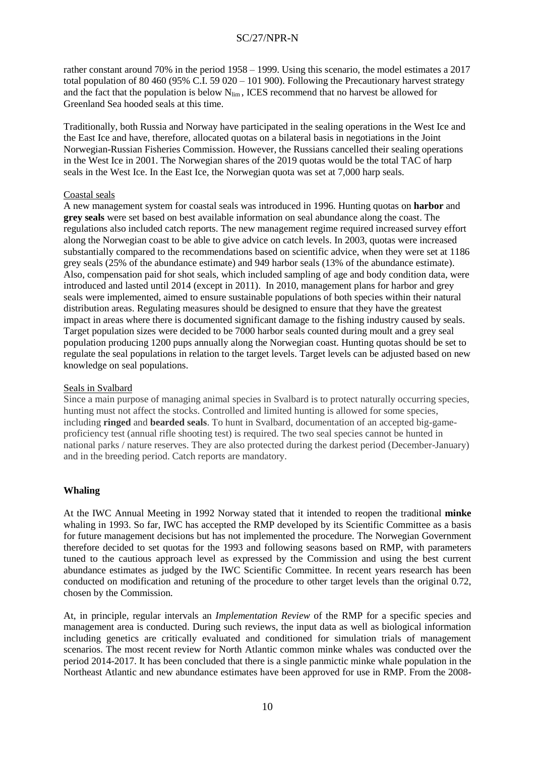rather constant around 70% in the period 1958 – 1999. Using this scenario, the model estimates a 2017 total population of 80 460 (95% C.I. 59 020 – 101 900). Following the Precautionary harvest strategy and the fact that the population is below $N_{lim}$, ICES recommend that no harvest be allowed for Greenland Sea hooded seals at this time.

Traditionally, both Russia and Norway have participated in the sealing operations in the West Ice and the East Ice and have, therefore, allocated quotas on a bilateral basis in negotiations in the Joint Norwegian-Russian Fisheries Commission. However, the Russians cancelled their sealing operations in the West Ice in 2001. The Norwegian shares of the 2019 quotas would be the total TAC of harp seals in the West Ice. In the East Ice, the Norwegian quota was set at 7,000 harp seals.

Coastal seals

A new management system for coastal seals was introduced in 1996. Hunting quotas on **harbor** and **grey seals** were set based on best available information on seal abundance along the coast. The regulations also included catch reports. The new management regime required increased survey effort along the Norwegian coast to be able to give advice on catch levels. In 2003, quotas were increased substantially compared to the recommendations based on scientific advice, when they were set at 1186 grey seals (25% of the abundance estimate) and 949 harbor seals (13% of the abundance estimate). Also, compensation paid for shot seals, which included sampling of age and body condition data, were introduced and lasted until 2014 (except in 2011). In 2010, management plans for harbor and grey seals were implemented, aimed to ensure sustainable populations of both species within their natural distribution areas. Regulating measures should be designed to ensure that they have the greatest impact in areas where there is documented significant damage to the fishing industry caused by seals. Target population sizes were decided to be 7000 harbor seals counted during moult and a grey seal population producing 1200 pups annually along the Norwegian coast. Hunting quotas should be set to regulate the seal populations in relation to the target levels. Target levels can be adjusted based on new knowledge on seal populations.

Seals in Svalbard

Since a main purpose of managing animal species in Svalbard is to protect naturally occurring species, hunting must not affect the stocks. Controlled and limited hunting is allowed for some species, including **ringed** and **bearded seals**. To hunt in Svalbard, documentation of an accepted big-game-proficiency test (annual rifle shooting test) is required. The two seal species cannot be hunted in national parks / nature reserves. They are also protected during the darkest period (December-January) and in the breeding period. Catch reports are mandatory.

**Whaling**

At the IWC Annual Meeting in 1992 Norway stated that it intended to reopen the traditional **minke** whaling in 1993. So far, IWC has accepted the RMP developed by its Scientific Committee as a basis for future management decisions but has not implemented the procedure. The Norwegian Government therefore decided to set quotas for the 1993 and following seasons based on RMP, with parameters tuned to the cautious approach level as expressed by the Commission and using the best current abundance estimates as judged by the IWC Scientific Committee. In recent years research has been conducted on modification and retuning of the procedure to other target levels than the original 0.72, chosen by the Commission.

At, in principle, regular intervals an *Implementation Review* of the RMP for a specific species and management area is conducted. During such reviews, the input data as well as biological information including genetics are critically evaluated and conditioned for simulation trials of management scenarios. The most recent review for North Atlantic common minke whales was conducted over the period 2014-2017. It has been concluded that there is a single panmictic minke whale population in the Northeast Atlantic and new abundance estimates have been approved for use in RMP. From the 2008-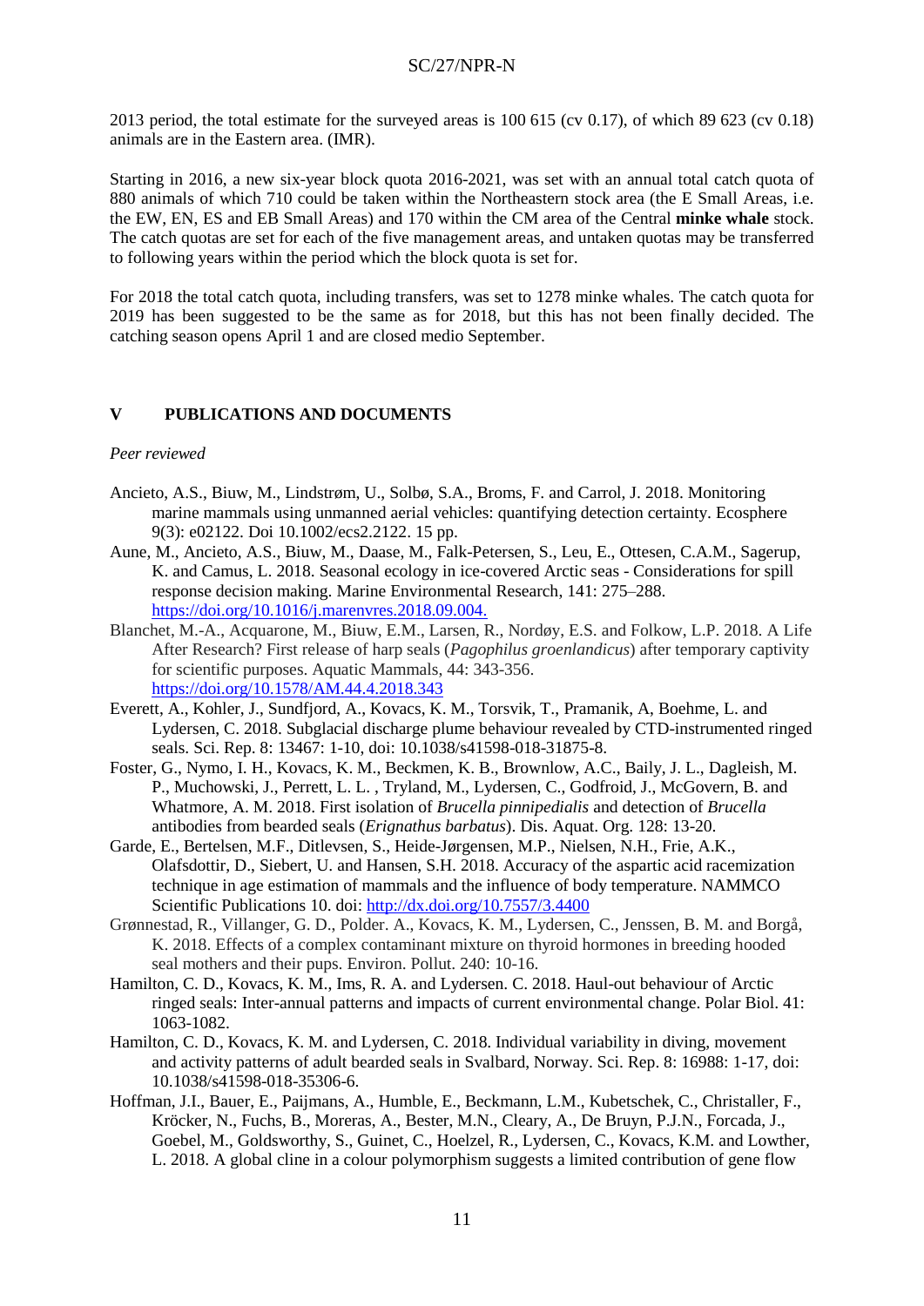2013 period, the total estimate for the surveyed areas is 100 615 (cv 0.17), of which 89 623 (cv 0.18) animals are in the Eastern area. (IMR).

Starting in 2016, a new six-year block quota 2016-2021, was set with an annual total catch quota of 880 animals of which 710 could be taken within the Northeastern stock area (the E Small Areas, i.e. the EW, EN, ES and EB Small Areas) and 170 within the CM area of the Central **minke whale** stock. The catch quotas are set for each of the five management areas, and untaken quotas may be transferred to following years within the period which the block quota is set for.

For 2018 the total catch quota, including transfers, was set to 1278 minke whales. The catch quota for 2019 has been suggested to be the same as for 2018, but this has not been finally decided. The catching season opens April 1 and are closed medio September.

## V PUBLICATIONS AND DOCUMENTS

*Peer reviewed*

- Ancieto, A.S., Biuw, M., Lindstrøm, U., Solbø, S.A., Broms, F. and Carrol, J. 2018. Monitoring marine mammals using unmanned aerial vehicles: quantifying detection certainty. Ecosphere 9(3): e02122. Doi 10.1002/ecs2.2122. 15 pp.
- Aune, M., Ancieto, A.S., Biuw, M., Daase, M., Falk-Petersen, S., Leu, E., Ottesen, C.A.M., Sagerup, K. and Camus, L. 2018. Seasonal ecology in ice-covered Arctic seas - Considerations for spill response decision making. Marine Environmental Research, 141: 275–288. https://doi.org/10.1016/j.marenvres.2018.09.004.
- Blanchet, M.-A., Acquarone, M., Biuw, E.M., Larsen, R., Nordøy, E.S. and Folkow, L.P. 2018. A Life After Research? First release of harp seals (*Pagophilus groenlandicus*) after temporary captivity for scientific purposes. Aquatic Mammals, 44: 343-356. https://doi.org/10.1578/AM.44.4.2018.343
- Everett, A., Kohler, J., Sundfjord, A., Kovacs, K. M., Torsvik, T., Pramanik, A, Boehme, L. and Lydersen, C. 2018. Subglacial discharge plume behaviour revealed by CTD-instrumented ringed seals. Sci. Rep. 8: 13467: 1-10, doi: 10.1038/s41598-018-31875-8.
- Foster, G., Nymo, I. H., Kovacs, K. M., Beckmen, K. B., Brownlow, A.C., Baily, J. L., Dagleish, M. P., Muchowski, J., Perrett, L. L. , Tryland, M., Lydersen, C., Godfroid, J., McGovern, B. and Whatmore, A. M. 2018. First isolation of *Brucella pinnipedialis* and detection of *Brucella* antibodies from bearded seals (*Erignathus barbatus*). Dis. Aquat. Org. 128: 13-20.
- Garde, E., Bertelsen, M.F., Ditlevsen, S., Heide-Jørgensen, M.P., Nielsen, N.H., Frie, A.K., Olafsdottir, D., Siebert, U. and Hansen, S.H. 2018. Accuracy of the aspartic acid racemization technique in age estimation of mammals and the influence of body temperature. NAMMCO Scientific Publications 10. doi: http://dx.doi.org/10.7557/3.4400
- Grønnestad, R., Villanger, G. D., Polder. A., Kovacs, K. M., Lydersen, C., Jenssen, B. M. and Borgå, K. 2018. Effects of a complex contaminant mixture on thyroid hormones in breeding hooded seal mothers and their pups. Environ. Pollut. 240: 10-16.
- Hamilton, C. D., Kovacs, K. M., Ims, R. A. and Lydersen. C. 2018. Haul-out behaviour of Arctic ringed seals: Inter-annual patterns and impacts of current environmental change. Polar Biol. 41: 1063-1082.
- Hamilton, C. D., Kovacs, K. M. and Lydersen, C. 2018. Individual variability in diving, movement and activity patterns of adult bearded seals in Svalbard, Norway. Sci. Rep. 8: 16988: 1-17, doi: 10.1038/s41598-018-35306-6.
- Hoffman, J.I., Bauer, E., Paijmans, A., Humble, E., Beckmann, L.M., Kubetschek, C., Christaller, F., Kröcker, N., Fuchs, B., Moreras, A., Bester, M.N., Cleary, A., De Bruyn, P.J.N., Forcada, J., Goebel, M., Goldsworthy, S., Guinet, C., Hoelzel, R., Lydersen, C., Kovacs, K.M. and Lowther, L. 2018. A global cline in a colour polymorphism suggests a limited contribution of gene flow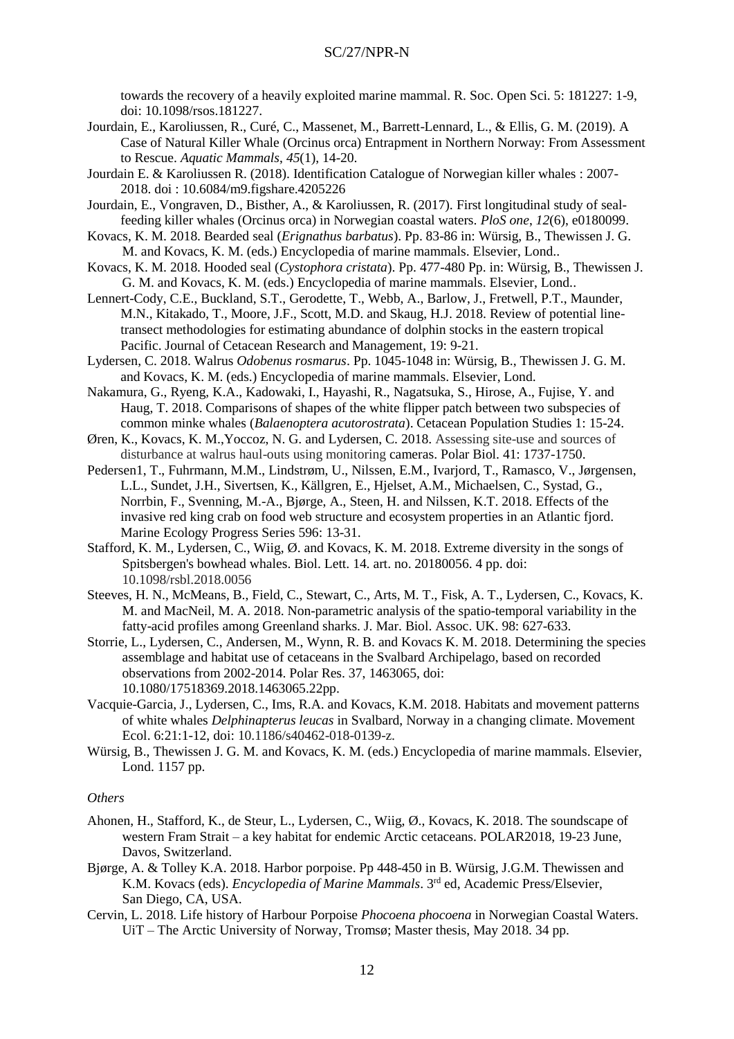towards the recovery of a heavily exploited marine mammal. R. Soc. Open Sci. 5: 181227: 1-9, doi: 10.1098/rsos.181227.

Jourdain, E., Karoliussen, R., Curé, C., Massenet, M., Barrett-Lennard, L., & Ellis, G. M. (2019). A Case of Natural Killer Whale (Orcinus orca) Entrapment in Northern Norway: From Assessment to Rescue. *Aquatic Mammals*, *45*(1), 14-20.

Jourdain E. & Karoliussen R. (2018). Identification Catalogue of Norwegian killer whales : 2007-2018. doi : 10.6084/m9.figshare.4205226

Jourdain, E., Vongraven, D., Bisther, A., & Karoliussen, R. (2017). First longitudinal study of seal-feeding killer whales (Orcinus orca) in Norwegian coastal waters. *PloS one*, *12*(6), e0180099.

Kovacs, K. M. 2018. Bearded seal (*Erignathus barbatus*). Pp. 83-86 in: Würsig, B., Thewissen J. G. M. and Kovacs, K. M. (eds.) Encyclopedia of marine mammals. Elsevier, Lond..

Kovacs, K. M. 2018. Hooded seal (*Cystophora cristata*). Pp. 477-480 Pp. in: Würsig, B., Thewissen J. G. M. and Kovacs, K. M. (eds.) Encyclopedia of marine mammals. Elsevier, Lond..

Lennert-Cody, C.E., Buckland, S.T., Gerodette, T., Webb, A., Barlow, J., Fretwell, P.T., Maunder, M.N., Kitakado, T., Moore, J.F., Scott, M.D. and Skaug, H.J. 2018. Review of potential line-transect methodologies for estimating abundance of dolphin stocks in the eastern tropical Pacific. Journal of Cetacean Research and Management, 19: 9-21.

Lydersen, C. 2018. Walrus *Odobenus rosmarus*. Pp. 1045-1048 in: Würsig, B., Thewissen J. G. M. and Kovacs, K. M. (eds.) Encyclopedia of marine mammals. Elsevier, Lond.

Nakamura, G., Ryeng, K.A., Kadowaki, I., Hayashi, R., Nagatsuka, S., Hirose, A., Fujise, Y. and Haug, T. 2018. Comparisons of shapes of the white flipper patch between two subspecies of common minke whales (*Balaenoptera acutorostrata*). Cetacean Population Studies 1: 15-24.

Øren, K., Kovacs, K. M.,Yoccoz, N. G. and Lydersen, C. 2018. Assessing site-use and sources of disturbance at walrus haul-outs using monitoring cameras. Polar Biol. 41: 1737-1750.

Pedersen1, T., Fuhrmann, M.M., Lindstrøm, U., Nilssen, E.M., Ivarjord, T., Ramasco, V., Jørgensen, L.L., Sundet, J.H., Sivertsen, K., Källgren, E., Hjelset, A.M., Michaelsen, C., Systad, G., Norrbin, F., Svenning, M.-A., Bjørge, A., Steen, H. and Nilssen, K.T. 2018. Effects of the invasive red king crab on food web structure and ecosystem properties in an Atlantic fjord. Marine Ecology Progress Series 596: 13-31.

Stafford, K. M., Lydersen, C., Wiig, Ø. and Kovacs, K. M. 2018. Extreme diversity in the songs of Spitsbergen's bowhead whales. Biol. Lett. 14. art. no. 20180056. 4 pp. doi: 10.1098/rsbl.2018.0056

Steeves, H. N., McMeans, B., Field, C., Stewart, C., Arts, M. T., Fisk, A. T., Lydersen, C., Kovacs, K. M. and MacNeil, M. A. 2018. Non-parametric analysis of the spatio-temporal variability in the fatty-acid profiles among Greenland sharks. J. Mar. Biol. Assoc. UK. 98: 627-633.

Storrie, L., Lydersen, C., Andersen, M., Wynn, R. B. and Kovacs K. M. 2018. Determining the species assemblage and habitat use of cetaceans in the Svalbard Archipelago, based on recorded observations from 2002-2014. Polar Res. 37, 1463065, doi: 10.1080/17518369.2018.1463065.22pp.

Vacquie-Garcia, J., Lydersen, C., Ims, R.A. and Kovacs, K.M. 2018. Habitats and movement patterns of white whales *Delphinapterus leucas* in Svalbard, Norway in a changing climate. Movement Ecol. 6:21:1-12, doi: 10.1186/s40462-018-0139-z.

Würsig, B., Thewissen J. G. M. and Kovacs, K. M. (eds.) Encyclopedia of marine mammals. Elsevier, Lond. 1157 pp.

*Others*

Ahonen, H., Stafford, K., de Steur, L., Lydersen, C., Wiig, Ø., Kovacs, K. 2018. The soundscape of western Fram Strait – a key habitat for endemic Arctic cetaceans. POLAR2018, 19-23 June, Davos, Switzerland.

Bjørge, A. & Tolley K.A. 2018. Harbor porpoise. Pp 448-450 in B. Würsig, J.G.M. Thewissen and K.M. Kovacs (eds). *Encyclopedia of Marine Mammals*. 3rd ed, Academic Press/Elsevier, San Diego, CA, USA.

Cervin, L. 2018. Life history of Harbour Porpoise *Phocoena phocoena* in Norwegian Coastal Waters. UiT – The Arctic University of Norway, Tromsø; Master thesis, May 2018. 34 pp.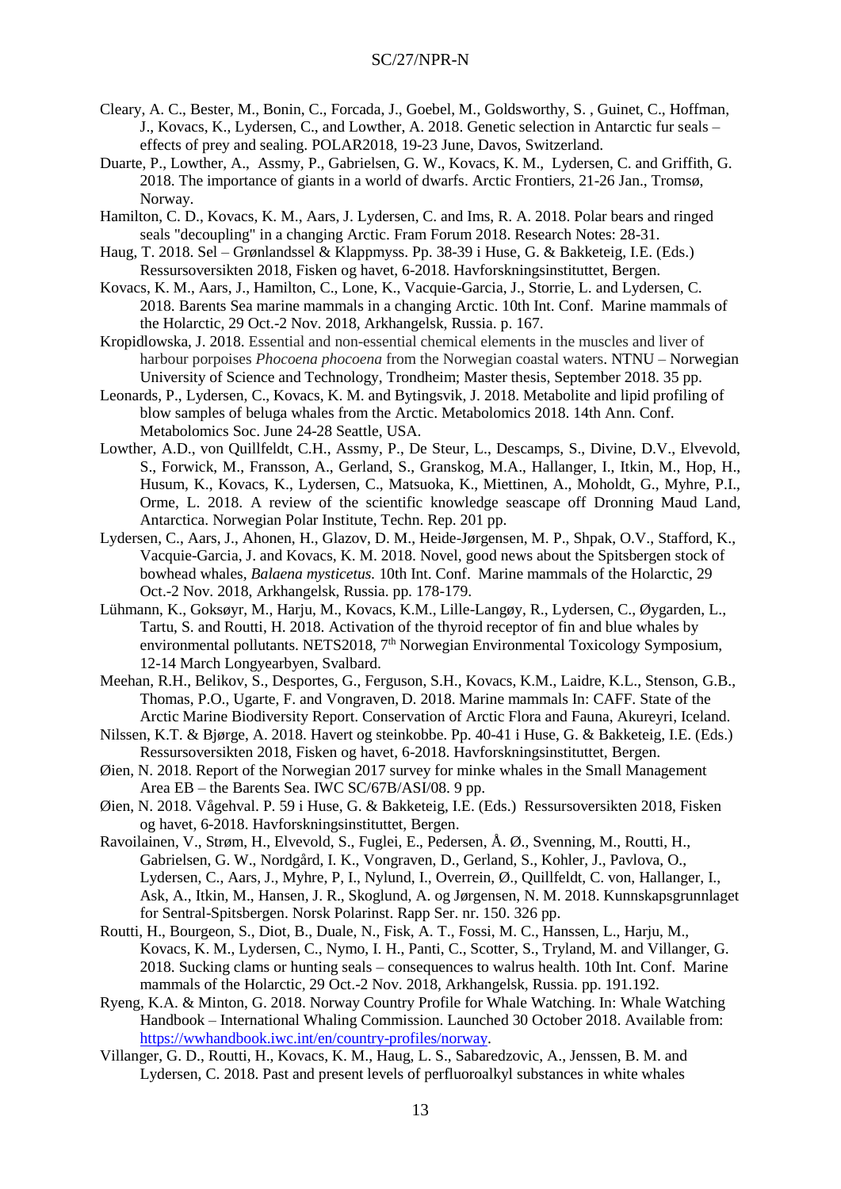Cleary, A. C., Bester, M., Bonin, C., Forcada, J., Goebel, M., Goldsworthy, S. , Guinet, C., Hoffman, J., Kovacs, K., Lydersen, C., and Lowther, A. 2018. Genetic selection in Antarctic fur seals – effects of prey and sealing. POLAR2018, 19-23 June, Davos, Switzerland.

Duarte, P., Lowther, A., Assmy, P., Gabrielsen, G. W., Kovacs, K. M., Lydersen, C. and Griffith, G. 2018. The importance of giants in a world of dwarfs. Arctic Frontiers, 21-26 Jan., Tromsø, Norway.

Hamilton, C. D., Kovacs, K. M., Aars, J. Lydersen, C. and Ims, R. A. 2018. Polar bears and ringed seals "decoupling" in a changing Arctic. Fram Forum 2018. Research Notes: 28-31.

Haug, T. 2018. Sel – Grønlandssel & Klappmyss. Pp. 38-39 i Huse, G. & Bakketeig, I.E. (Eds.) Ressursoversikten 2018, Fisken og havet, 6-2018. Havforskningsinstituttet, Bergen.

Kovacs, K. M., Aars, J., Hamilton, C., Lone, K., Vacquie-Garcia, J., Storrie, L. and Lydersen, C. 2018. Barents Sea marine mammals in a changing Arctic. 10th Int. Conf. Marine mammals of the Holarctic, 29 Oct.-2 Nov. 2018, Arkhangelsk, Russia. p. 167.

Kropidlowska, J. 2018. Essential and non-essential chemical elements in the muscles and liver of harbour porpoises *Phocoena phocoena* from the Norwegian coastal waters. NTNU – Norwegian University of Science and Technology, Trondheim; Master thesis, September 2018. 35 pp.

Leonards, P., Lydersen, C., Kovacs, K. M. and Bytingsvik, J. 2018. Metabolite and lipid profiling of blow samples of beluga whales from the Arctic. Metabolomics 2018. 14th Ann. Conf. Metabolomics Soc. June 24-28 Seattle, USA.

Lowther, A.D., von Quillfeldt, C.H., Assmy, P., De Steur, L., Descamps, S., Divine, D.V., Elvevold, S., Forwick, M., Fransson, A., Gerland, S., Granskog, M.A., Hallanger, I., Itkin, M., Hop, H., Husum, K., Kovacs, K., Lydersen, C., Matsuoka, K., Miettinen, A., Moholdt, G., Myhre, P.I., Orme, L. 2018. A review of the scientific knowledge seascape off Dronning Maud Land, Antarctica. Norwegian Polar Institute, Techn. Rep. 201 pp.

Lydersen, C., Aars, J., Ahonen, H., Glazov, D. M., Heide-Jørgensen, M. P., Shpak, O.V., Stafford, K., Vacquie-Garcia, J. and Kovacs, K. M. 2018. Novel, good news about the Spitsbergen stock of bowhead whales, *Balaena mysticetus.* 10th Int. Conf. Marine mammals of the Holarctic, 29 Oct.-2 Nov. 2018, Arkhangelsk, Russia. pp. 178-179.

Lühmann, K., Goksøyr, M., Harju, M., Kovacs, K.M., Lille-Langøy, R., Lydersen, C., Øygarden, L., Tartu, S. and Routti, H. 2018. Activation of the thyroid receptor of fin and blue whales by environmental pollutants. NETS2018, 7th Norwegian Environmental Toxicology Symposium, 12-14 March Longyearbyen, Svalbard.

Meehan, R.H., Belikov, S., Desportes, G., Ferguson, S.H., Kovacs, K.M., Laidre, K.L., Stenson, G.B., Thomas, P.O., Ugarte, F. and Vongraven, D. 2018. Marine mammals In: CAFF. State of the Arctic Marine Biodiversity Report. Conservation of Arctic Flora and Fauna, Akureyri, Iceland.

Nilssen, K.T. & Bjørge, A. 2018. Havert og steinkobbe. Pp. 40-41 i Huse, G. & Bakketeig, I.E. (Eds.) Ressursoversikten 2018, Fisken og havet, 6-2018. Havforskningsinstituttet, Bergen.

Øien, N. 2018. Report of the Norwegian 2017 survey for minke whales in the Small Management Area EB – the Barents Sea. IWC SC/67B/ASI/08. 9 pp.

Øien, N. 2018. Vågehval. P. 59 i Huse, G. & Bakketeig, I.E. (Eds.) Ressursoversikten 2018, Fisken og havet, 6-2018. Havforskningsinstituttet, Bergen.

Ravoilainen, V., Strøm, H., Elvevold, S., Fuglei, E., Pedersen, Å. Ø., Svenning, M., Routti, H., Gabrielsen, G. W., Nordgård, I. K., Vongraven, D., Gerland, S., Kohler, J., Pavlova, O., Lydersen, C., Aars, J., Myhre, P, I., Nylund, I., Overrein, Ø., Quillfeldt, C. von, Hallanger, I., Ask, A., Itkin, M., Hansen, J. R., Skoglund, A. og Jørgensen, N. M. 2018. Kunnskapsgrunnlaget for Sentral-Spitsbergen. Norsk Polarinst. Rapp Ser. nr. 150. 326 pp.

Routti, H., Bourgeon, S., Diot, B., Duale, N., Fisk, A. T., Fossi, M. C., Hanssen, L., Harju, M., Kovacs, K. M., Lydersen, C., Nymo, I. H., Panti, C., Scotter, S., Tryland, M. and Villanger, G. 2018. Sucking clams or hunting seals – consequences to walrus health. 10th Int. Conf. Marine mammals of the Holarctic, 29 Oct.-2 Nov. 2018, Arkhangelsk, Russia. pp. 191.192.

Ryeng, K.A. & Minton, G. 2018. Norway Country Profile for Whale Watching. In: Whale Watching Handbook – International Whaling Commission. Launched 30 October 2018. Available from: https://wwhandbook.iwc.int/en/country-profiles/norway.

Villanger, G. D., Routti, H., Kovacs, K. M., Haug, L. S., Sabaredzovic, A., Jenssen, B. M. and Lydersen, C. 2018. Past and present levels of perfluoroalkyl substances in white whales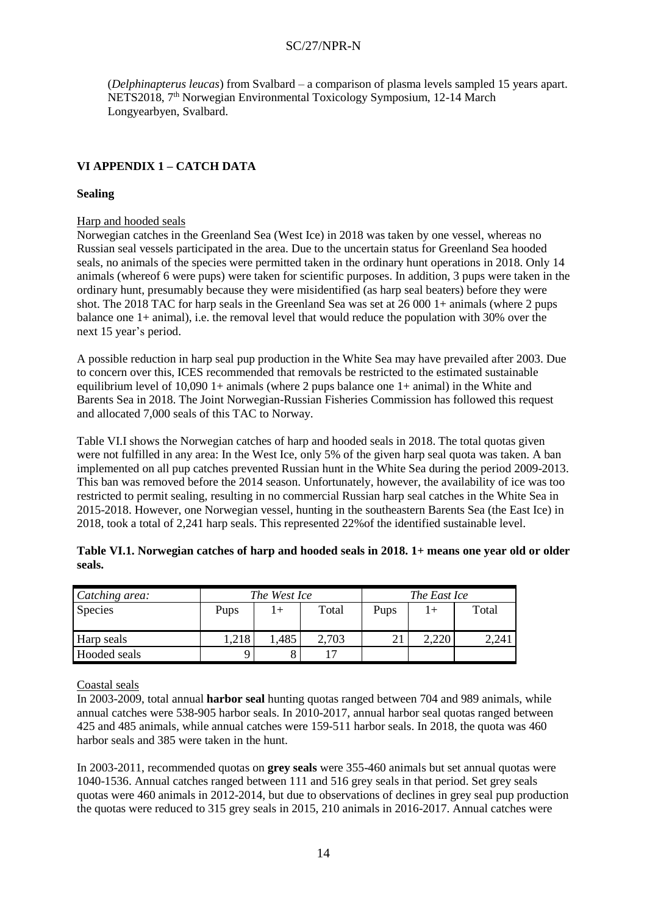(*Delphinapterus leucas*) from Svalbard – a comparison of plasma levels sampled 15 years apart. NETS2018, 7th Norwegian Environmental Toxicology Symposium, 12-14 March Longyearbyen, Svalbard.

## VI APPENDIX 1 – CATCH DATA

### Sealing

Harp and hooded seals

Norwegian catches in the Greenland Sea (West Ice) in 2018 was taken by one vessel, whereas no Russian seal vessels participated in the area. Due to the uncertain status for Greenland Sea hooded seals, no animals of the species were permitted taken in the ordinary hunt operations in 2018. Only 14 animals (whereof 6 were pups) were taken for scientific purposes. In addition, 3 pups were taken in the ordinary hunt, presumably because they were misidentified (as harp seal beaters) before they were shot. The 2018 TAC for harp seals in the Greenland Sea was set at 26 000 1+ animals (where 2 pups balance one 1+ animal), i.e. the removal level that would reduce the population with 30% over the next 15 year's period.

A possible reduction in harp seal pup production in the White Sea may have prevailed after 2003. Due to concern over this, ICES recommended that removals be restricted to the estimated sustainable equilibrium level of 10,090 1+ animals (where 2 pups balance one 1+ animal) in the White and Barents Sea in 2018. The Joint Norwegian-Russian Fisheries Commission has followed this request and allocated 7,000 seals of this TAC to Norway.

Table VI.I shows the Norwegian catches of harp and hooded seals in 2018. The total quotas given were not fulfilled in any area: In the West Ice, only 5% of the given harp seal quota was taken. A ban implemented on all pup catches prevented Russian hunt in the White Sea during the period 2009-2013. This ban was removed before the 2014 season. Unfortunately, however, the availability of ice was too restricted to permit sealing, resulting in no commercial Russian harp seal catches in the White Sea in 2015-2018. However, one Norwegian vessel, hunting in the southeastern Barents Sea (the East Ice) in 2018, took a total of 2,241 harp seals. This represented 22%of the identified sustainable level.

**Table VI.1. Norwegian catches of harp and hooded seals in 2018. 1+ means one year old or older seals.**

| *Catching area:* | *The West Ice* | | | *The East Ice* | | |
|---|---|---|---|---|---|---|
| Species | Pups | 1+ | Total | Pups | 1+ | Total |
| Harp seals | 1,218 | 1,485 | 2,703 | 21 | 2,220 | 2,241 |
| Hooded seals | 9 | 8 | 17 | | | |

Coastal seals

In 2003-2009, total annual **harbor seal** hunting quotas ranged between 704 and 989 animals, while annual catches were 538-905 harbor seals. In 2010-2017, annual harbor seal quotas ranged between 425 and 485 animals, while annual catches were 159-511 harbor seals. In 2018, the quota was 460 harbor seals and 385 were taken in the hunt.

In 2003-2011, recommended quotas on **grey seals** were 355-460 animals but set annual quotas were 1040-1536. Annual catches ranged between 111 and 516 grey seals in that period. Set grey seals quotas were 460 animals in 2012-2014, but due to observations of declines in grey seal pup production the quotas were reduced to 315 grey seals in 2015, 210 animals in 2016-2017. Annual catches were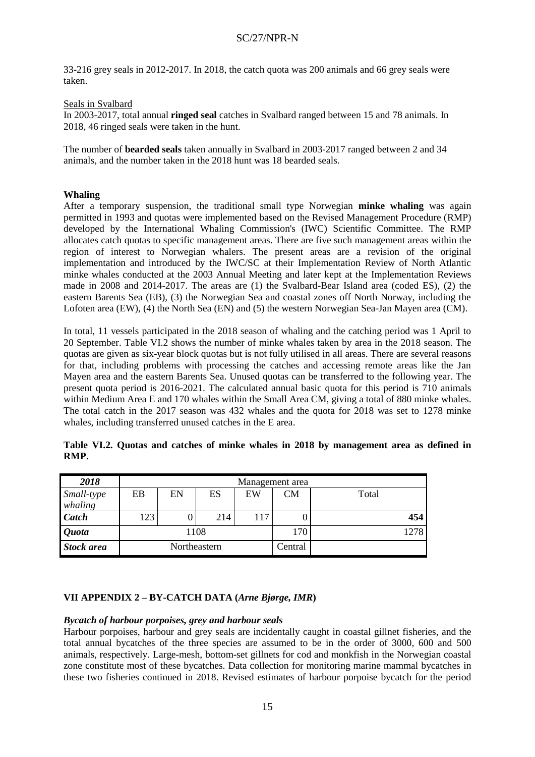33-216 grey seals in 2012-2017. In 2018, the catch quota was 200 animals and 66 grey seals were taken.

Seals in Svalbard

In 2003-2017, total annual **ringed seal** catches in Svalbard ranged between 15 and 78 animals. In 2018, 46 ringed seals were taken in the hunt.

The number of **bearded seals** taken annually in Svalbard in 2003-2017 ranged between 2 and 34 animals, and the number taken in the 2018 hunt was 18 bearded seals.

**Whaling**

After a temporary suspension, the traditional small type Norwegian **minke whaling** was again permitted in 1993 and quotas were implemented based on the Revised Management Procedure (RMP) developed by the International Whaling Commission's (IWC) Scientific Committee. The RMP allocates catch quotas to specific management areas. There are five such management areas within the region of interest to Norwegian whalers. The present areas are a revision of the original implementation and introduced by the IWC/SC at their Implementation Review of North Atlantic minke whales conducted at the 2003 Annual Meeting and later kept at the Implementation Reviews made in 2008 and 2014-2017. The areas are (1) the Svalbard-Bear Island area (coded ES), (2) the eastern Barents Sea (EB), (3) the Norwegian Sea and coastal zones off North Norway, including the Lofoten area (EW), (4) the North Sea (EN) and (5) the western Norwegian Sea-Jan Mayen area (CM).

In total, 11 vessels participated in the 2018 season of whaling and the catching period was 1 April to 20 September. Table VI.2 shows the number of minke whales taken by area in the 2018 season. The quotas are given as six-year block quotas but is not fully utilised in all areas. There are several reasons for that, including problems with processing the catches and accessing remote areas like the Jan Mayen area and the eastern Barents Sea. Unused quotas can be transferred to the following year. The present quota period is 2016-2021. The calculated annual basic quota for this period is 710 animals within Medium Area E and 170 whales within the Small Area CM, giving a total of 880 minke whales. The total catch in the 2017 season was 432 whales and the quota for 2018 was set to 1278 minke whales, including transferred unused catches in the E area.

**Table VI.2. Quotas and catches of minke whales in 2018 by management area as defined in RMP.**

| ***2018*** | Management area | | | | | |
|---|---|---|---|---|---|---|
| ***Small-type whaling*** | EB | EN | ES | EW | CM | Total |
| ***Catch*** | 123 | 0 | 214 | 117 | 0 | **454** |
| ***Quota*** | 1108 | | | | 170 | 1278 |
| ***Stock area*** | Northeastern | | | | Central | |

**VII APPENDIX 2 – BY-CATCH DATA (*Arne Bjørge, IMR*)**

***Bycatch of harbour porpoises, grey and harbour seals***

Harbour porpoises, harbour and grey seals are incidentally caught in coastal gillnet fisheries, and the total annual bycatches of the three species are assumed to be in the order of 3000, 600 and 500 animals, respectively. Large-mesh, bottom-set gillnets for cod and monkfish in the Norwegian coastal zone constitute most of these bycatches. Data collection for monitoring marine mammal bycatches in these two fisheries continued in 2018. Revised estimates of harbour porpoise bycatch for the period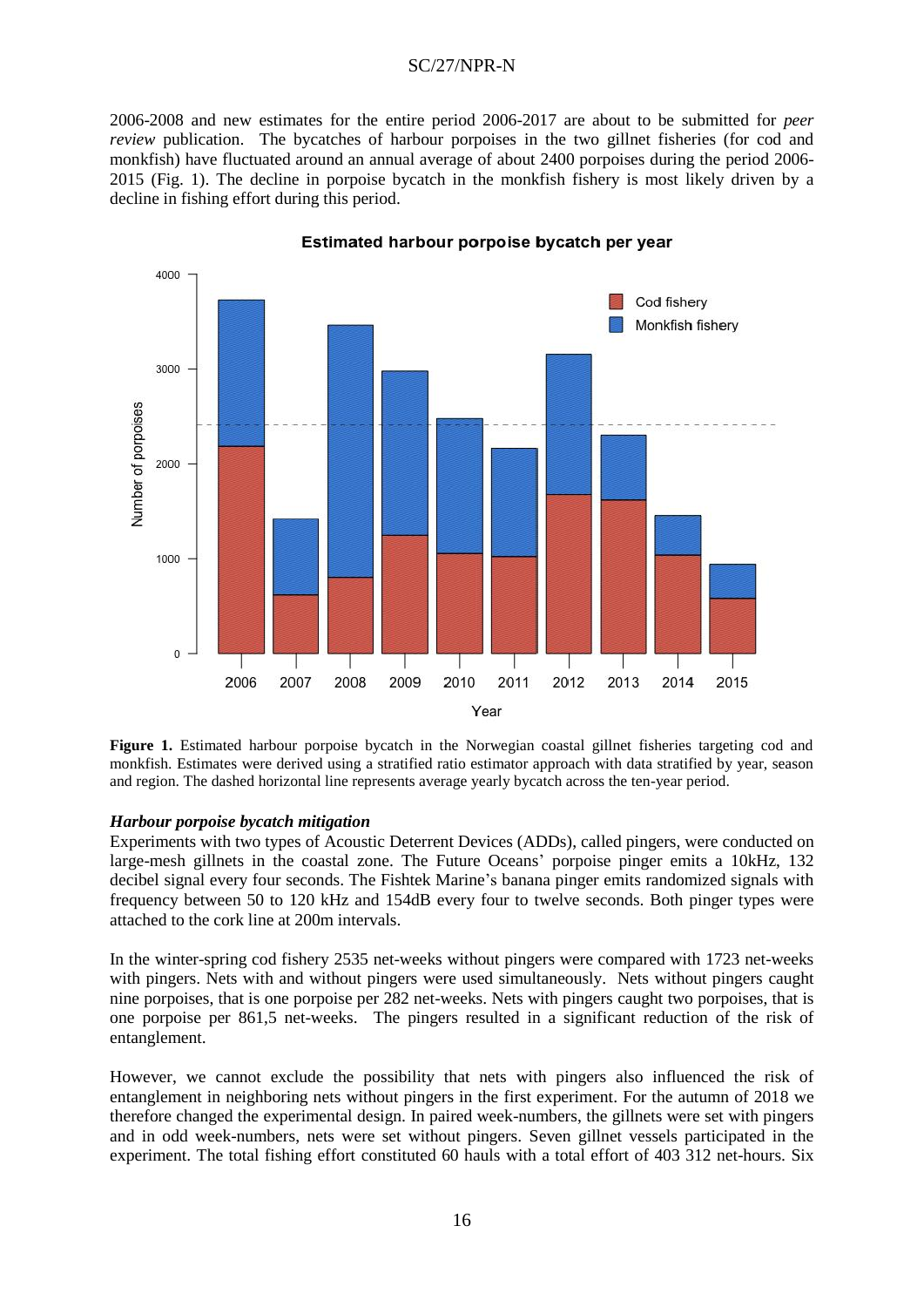2006-2008 and new estimates for the entire period 2006-2017 are about to be submitted for *peer review* publication. The bycatches of harbour porpoises in the two gillnet fisheries (for cod and monkfish) have fluctuated around an annual average of about 2400 porpoises during the period 2006-2015 (Fig. 1). The decline in porpoise bycatch in the monkfish fishery is most likely driven by a decline in fishing effort during this period.

**Figure 1.** Estimated harbour porpoise bycatch in the Norwegian coastal gillnet fisheries targeting cod and monkfish. Estimates were derived using a stratified ratio estimator approach with data stratified by year, season and region. The dashed horizontal line represents average yearly bycatch across the ten-year period.

***Harbour porpoise bycatch mitigation***

Experiments with two types of Acoustic Deterrent Devices (ADDs), called pingers, were conducted on large-mesh gillnets in the coastal zone. The Future Oceans' porpoise pinger emits a 10kHz, 132 decibel signal every four seconds. The Fishtek Marine's banana pinger emits randomized signals with frequency between 50 to 120 kHz and 154dB every four to twelve seconds. Both pinger types were attached to the cork line at 200m intervals.

In the winter-spring cod fishery 2535 net-weeks without pingers were compared with 1723 net-weeks with pingers. Nets with and without pingers were used simultaneously. Nets without pingers caught nine porpoises, that is one porpoise per 282 net-weeks. Nets with pingers caught two porpoises, that is one porpoise per 861,5 net-weeks. The pingers resulted in a significant reduction of the risk of entanglement.

However, we cannot exclude the possibility that nets with pingers also influenced the risk of entanglement in neighboring nets without pingers in the first experiment. For the autumn of 2018 we therefore changed the experimental design. In paired week-numbers, the gillnets were set with pingers and in odd week-numbers, nets were set without pingers. Seven gillnet vessels participated in the experiment. The total fishing effort constituted 60 hauls with a total effort of 403 312 net-hours. Six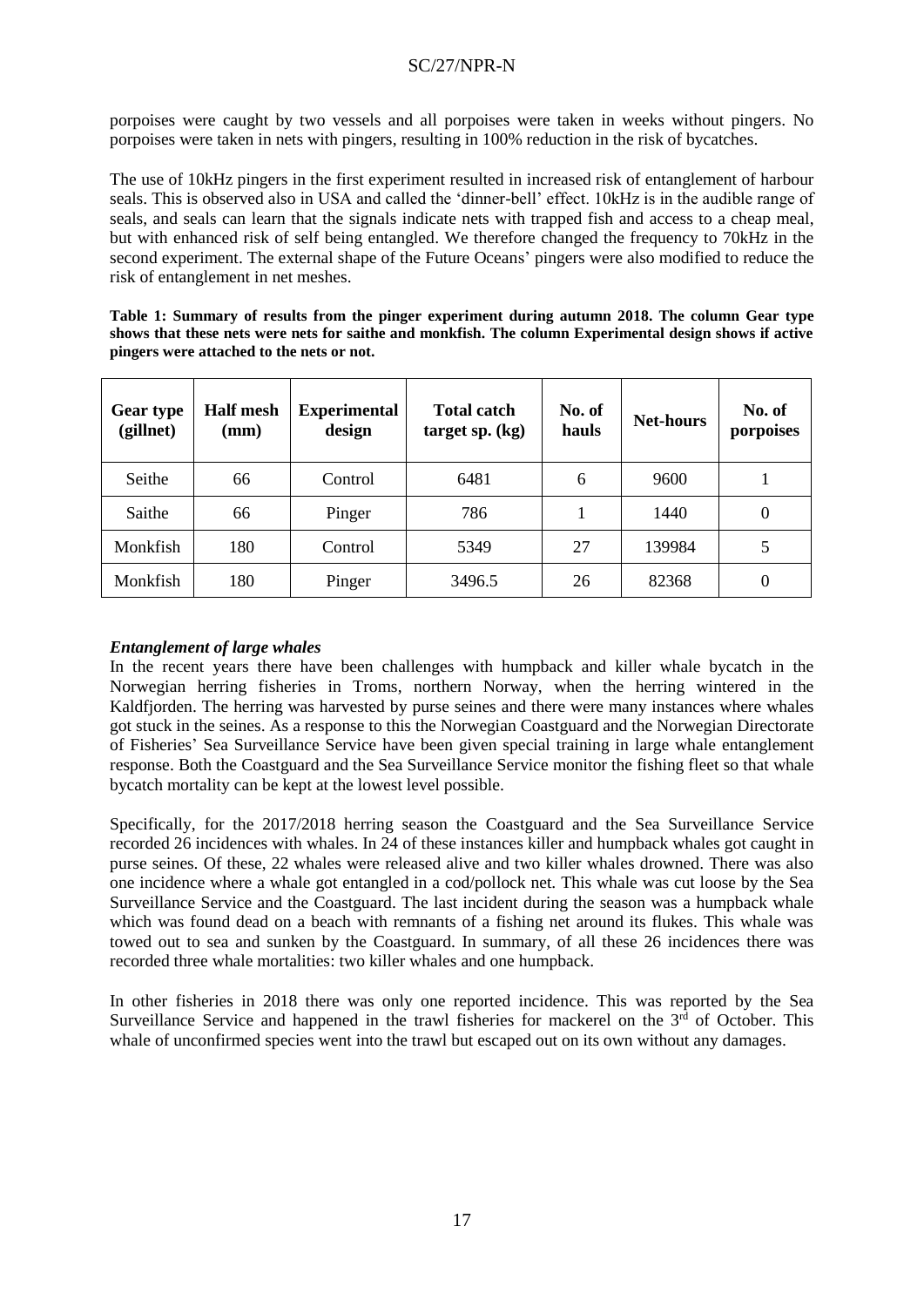porpoises were caught by two vessels and all porpoises were taken in weeks without pingers. No porpoises were taken in nets with pingers, resulting in 100% reduction in the risk of bycatches.

The use of 10kHz pingers in the first experiment resulted in increased risk of entanglement of harbour seals. This is observed also in USA and called the 'dinner-bell' effect. 10kHz is in the audible range of seals, and seals can learn that the signals indicate nets with trapped fish and access to a cheap meal, but with enhanced risk of self being entangled. We therefore changed the frequency to 70kHz in the second experiment. The external shape of the Future Oceans' pingers were also modified to reduce the risk of entanglement in net meshes.

**Table 1: Summary of results from the pinger experiment during autumn 2018. The column Gear type shows that these nets were nets for saithe and monkfish. The column Experimental design shows if active pingers were attached to the nets or not.**

| Gear type (gillnet) | Half mesh (mm) | Experimental design | Total catch target sp. (kg) | No. of hauls | Net-hours | No. of porpoises |
|---|---|---|---|---|---|---|
| Seithe | 66 | Control | 6481 | 6 | 9600 | 1 |
| Saithe | 66 | Pinger | 786 | 1 | 1440 | 0 |
| Monkfish | 180 | Control | 5349 | 27 | 139984 | 5 |
| Monkfish | 180 | Pinger | 3496.5 | 26 | 82368 | 0 |

### *Entanglement of large whales*

In the recent years there have been challenges with humpback and killer whale bycatch in the Norwegian herring fisheries in Troms, northern Norway, when the herring wintered in the Kaldfjorden. The herring was harvested by purse seines and there were many instances where whales got stuck in the seines. As a response to this the Norwegian Coastguard and the Norwegian Directorate of Fisheries' Sea Surveillance Service have been given special training in large whale entanglement response. Both the Coastguard and the Sea Surveillance Service monitor the fishing fleet so that whale bycatch mortality can be kept at the lowest level possible.

Specifically, for the 2017/2018 herring season the Coastguard and the Sea Surveillance Service recorded 26 incidences with whales. In 24 of these instances killer and humpback whales got caught in purse seines. Of these, 22 whales were released alive and two killer whales drowned. There was also one incidence where a whale got entangled in a cod/pollock net. This whale was cut loose by the Sea Surveillance Service and the Coastguard. The last incident during the season was a humpback whale which was found dead on a beach with remnants of a fishing net around its flukes. This whale was towed out to sea and sunken by the Coastguard. In summary, of all these 26 incidences there was recorded three whale mortalities: two killer whales and one humpback.

In other fisheries in 2018 there was only one reported incidence. This was reported by the Sea Surveillance Service and happened in the trawl fisheries for mackerel on the 3rd of October. This whale of unconfirmed species went into the trawl but escaped out on its own without any damages.